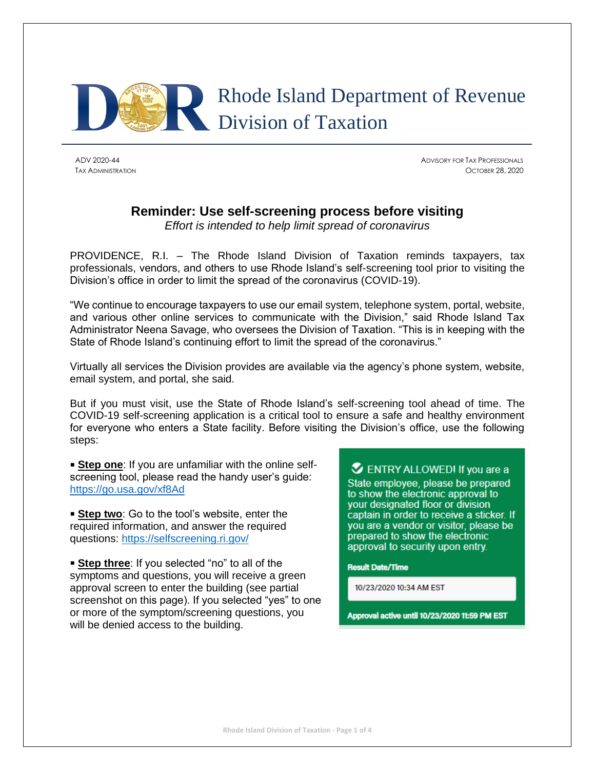# Rhode Island Department of Revenue
# Division of Taxation

ADV 2020-44
TAX ADMINISTRATION

ADVISORY FOR TAX PROFESSIONALS
OCTOBER 28, 2020

## Reminder: Use self-screening process before visiting

*Effort is intended to help limit spread of coronavirus*

PROVIDENCE, R.I. – The Rhode Island Division of Taxation reminds taxpayers, tax professionals, vendors, and others to use Rhode Island's self-screening tool prior to visiting the Division's office in order to limit the spread of the coronavirus (COVID-19).

"We continue to encourage taxpayers to use our email system, telephone system, portal, website, and various other online services to communicate with the Division," said Rhode Island Tax Administrator Neena Savage, who oversees the Division of Taxation. "This is in keeping with the State of Rhode Island's continuing effort to limit the spread of the coronavirus."

Virtually all services the Division provides are available via the agency's phone system, website, email system, and portal, she said.

But if you must visit, use the State of Rhode Island's self-screening tool ahead of time. The COVID-19 self-screening application is a critical tool to ensure a safe and healthy environment for everyone who enters a State facility. Before visiting the Division's office, use the following steps:

- **Step one**: If you are unfamiliar with the online self-screening tool, please read the handy user's guide: https://go.usa.gov/xf8Ad
- **Step two**: Go to the tool's website, enter the required information, and answer the required questions: https://selfscreening.ri.gov/
- **Step three**: If you selected "no" to all of the symptoms and questions, you will receive a green approval screen to enter the building (see partial screenshot on this page). If you selected "yes" to one or more of the symptom/screening questions, you will be denied access to the building.

✔ ENTRY ALLOWED! If you are a State employee, please be prepared to show the electronic approval to your designated floor or division captain in order to receive a sticker. If you are a vendor or visitor, please be prepared to show the electronic approval to security upon entry.

**Result Date/Time**

10/23/2020 10:34 AM EST

**Approval active until 10/23/2020 11:59 PM EST**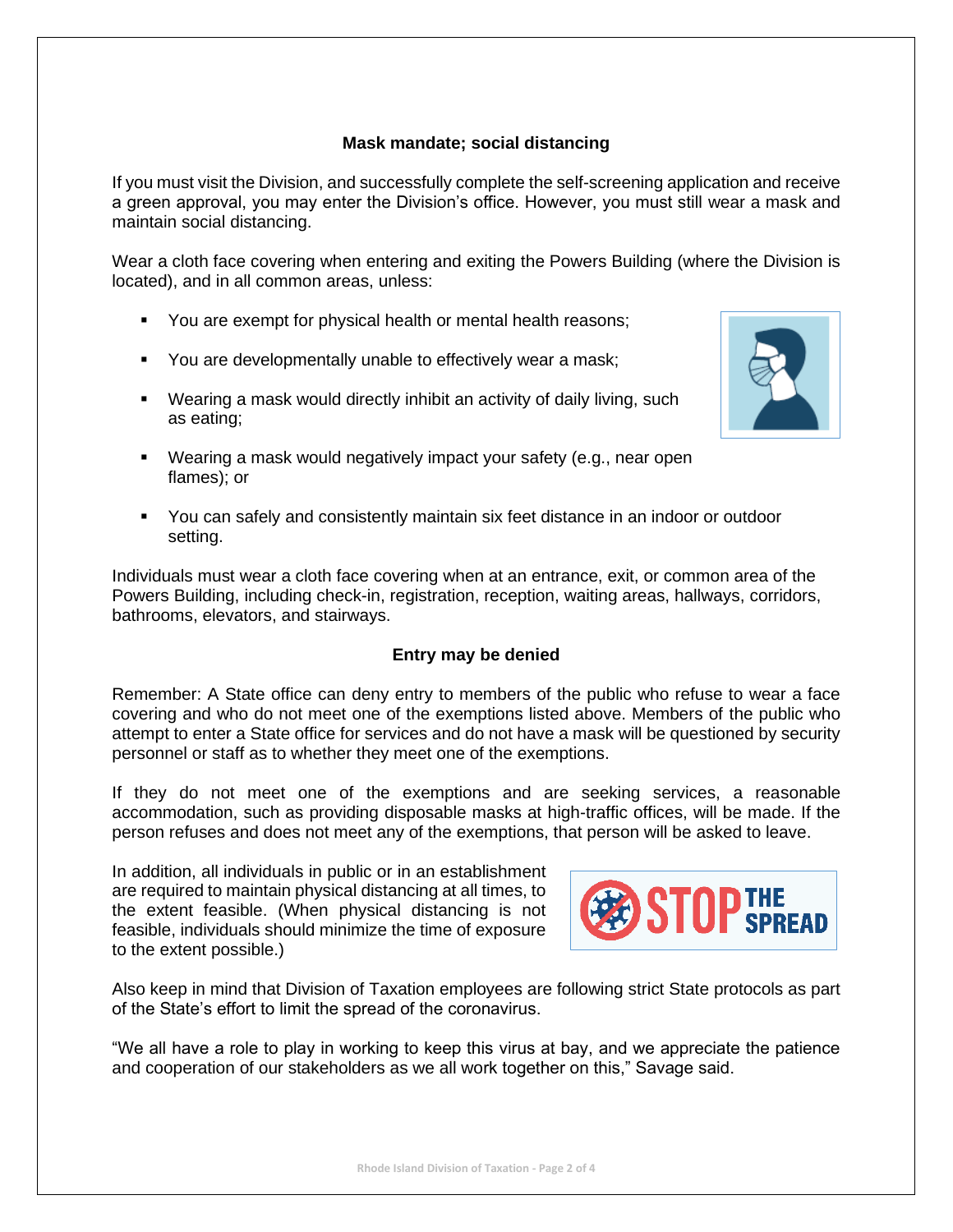## Mask mandate; social distancing

If you must visit the Division, and successfully complete the self-screening application and receive a green approval, you may enter the Division's office. However, you must still wear a mask and maintain social distancing.

Wear a cloth face covering when entering and exiting the Powers Building (where the Division is located), and in all common areas, unless:

- You are exempt for physical health or mental health reasons;
- You are developmentally unable to effectively wear a mask;
- Wearing a mask would directly inhibit an activity of daily living, such as eating;
- Wearing a mask would negatively impact your safety (e.g., near open flames); or
- You can safely and consistently maintain six feet distance in an indoor or outdoor setting.

Individuals must wear a cloth face covering when at an entrance, exit, or common area of the Powers Building, including check-in, registration, reception, waiting areas, hallways, corridors, bathrooms, elevators, and stairways.

## Entry may be denied

Remember: A State office can deny entry to members of the public who refuse to wear a face covering and who do not meet one of the exemptions listed above. Members of the public who attempt to enter a State office for services and do not have a mask will be questioned by security personnel or staff as to whether they meet one of the exemptions.

If they do not meet one of the exemptions and are seeking services, a reasonable accommodation, such as providing disposable masks at high-traffic offices, will be made. If the person refuses and does not meet any of the exemptions, that person will be asked to leave.

In addition, all individuals in public or in an establishment are required to maintain physical distancing at all times, to the extent feasible. (When physical distancing is not feasible, individuals should minimize the time of exposure to the extent possible.)

Also keep in mind that Division of Taxation employees are following strict State protocols as part of the State's effort to limit the spread of the coronavirus.

"We all have a role to play in working to keep this virus at bay, and we appreciate the patience and cooperation of our stakeholders as we all work together on this," Savage said.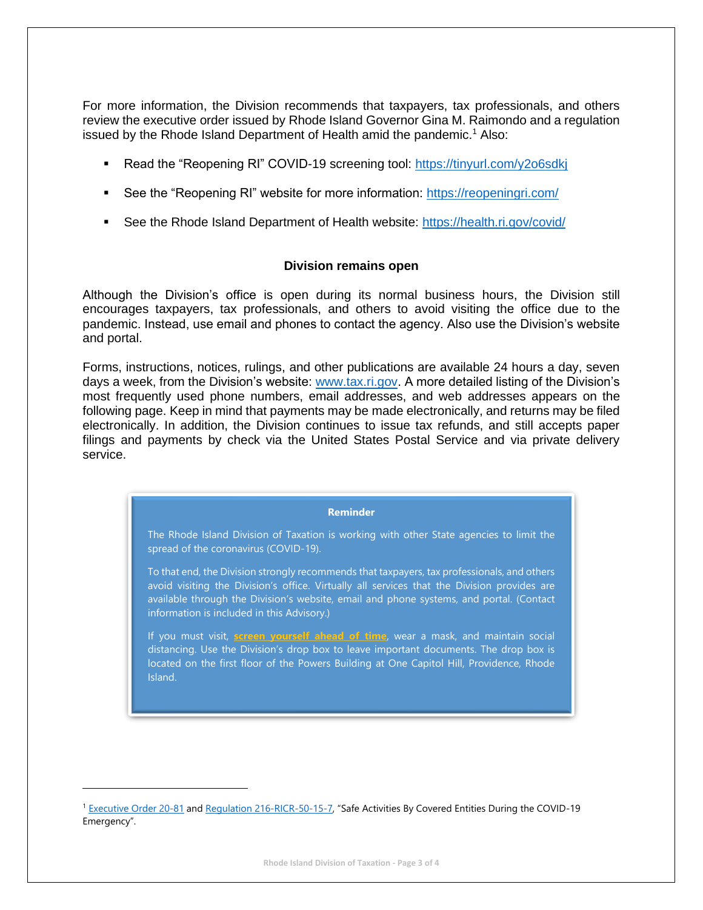For more information, the Division recommends that taxpayers, tax professionals, and others review the executive order issued by Rhode Island Governor Gina M. Raimondo and a regulation issued by the Rhode Island Department of Health amid the pandemic.[1] Also:

- Read the "Reopening RI" COVID-19 screening tool: https://tinyurl.com/y2o6sdkj
- See the "Reopening RI" website for more information: https://reopeningri.com/
- See the Rhode Island Department of Health website: https://health.ri.gov/covid/

### Division remains open

Although the Division's office is open during its normal business hours, the Division still encourages taxpayers, tax professionals, and others to avoid visiting the office due to the pandemic. Instead, use email and phones to contact the agency. Also use the Division's website and portal.

Forms, instructions, notices, rulings, and other publications are available 24 hours a day, seven days a week, from the Division's website: www.tax.ri.gov. A more detailed listing of the Division's most frequently used phone numbers, email addresses, and web addresses appears on the following page. Keep in mind that payments may be made electronically, and returns may be filed electronically. In addition, the Division continues to issue tax refunds, and still accepts paper filings and payments by check via the United States Postal Service and via private delivery service.

> **Reminder**
>
> The Rhode Island Division of Taxation is working with other State agencies to limit the spread of the coronavirus (COVID-19).
>
> To that end, the Division strongly recommends that taxpayers, tax professionals, and others avoid visiting the Division's office. Virtually all services that the Division provides are available through the Division's website, email and phone systems, and portal. (Contact information is included in this Advisory.)
>
> If you must visit, **screen yourself ahead of time**, wear a mask, and maintain social distancing. Use the Division's drop box to leave important documents. The drop box is located on the first floor of the Powers Building at One Capitol Hill, Providence, Rhode Island.

---

[1] Executive Order 20-81 and Regulation 216-RICR-50-15-7, "Safe Activities By Covered Entities During the COVID-19 Emergency".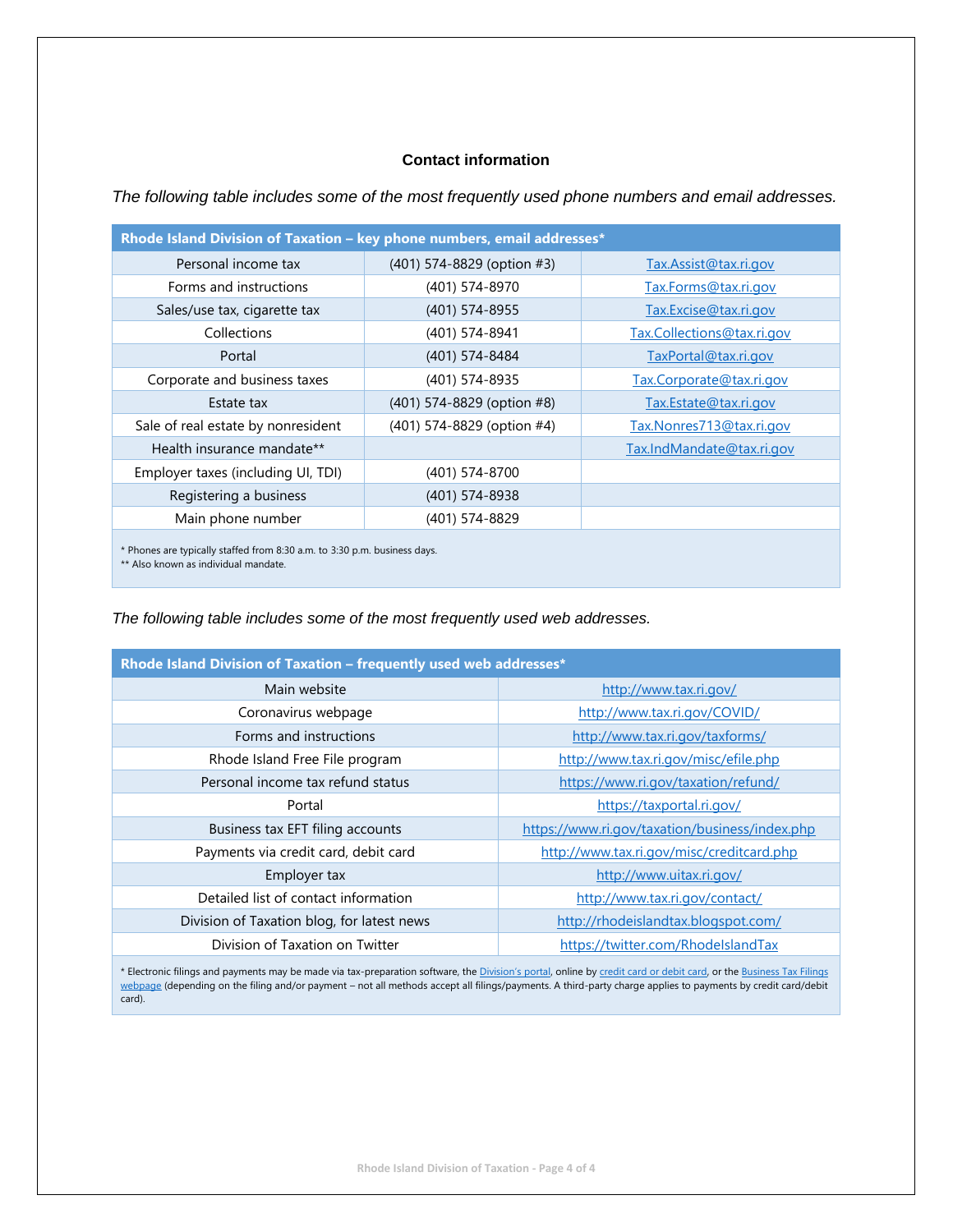## Contact information

*The following table includes some of the most frequently used phone numbers and email addresses.*

| Rhode Island Division of Taxation – key phone numbers, email addresses* | | |
|---|---|---|
| Personal income tax | (401) 574-8829 (option #3) | Tax.Assist@tax.ri.gov |
| Forms and instructions | (401) 574-8970 | Tax.Forms@tax.ri.gov |
| Sales/use tax, cigarette tax | (401) 574-8955 | Tax.Excise@tax.ri.gov |
| Collections | (401) 574-8941 | Tax.Collections@tax.ri.gov |
| Portal | (401) 574-8484 | TaxPortal@tax.ri.gov |
| Corporate and business taxes | (401) 574-8935 | Tax.Corporate@tax.ri.gov |
| Estate tax | (401) 574-8829 (option #8) | Tax.Estate@tax.ri.gov |
| Sale of real estate by nonresident | (401) 574-8829 (option #4) | Tax.Nonres713@tax.ri.gov |
| Health insurance mandate** | | Tax.IndMandate@tax.ri.gov |
| Employer taxes (including UI, TDI) | (401) 574-8700 | |
| Registering a business | (401) 574-8938 | |
| Main phone number | (401) 574-8829 | |

* Phones are typically staffed from 8:30 a.m. to 3:30 p.m. business days.
** Also known as individual mandate.

*The following table includes some of the most frequently used web addresses.*

| Rhode Island Division of Taxation – frequently used web addresses* | |
|---|---|
| Main website | http://www.tax.ri.gov/ |
| Coronavirus webpage | http://www.tax.ri.gov/COVID/ |
| Forms and instructions | http://www.tax.ri.gov/taxforms/ |
| Rhode Island Free File program | http://www.tax.ri.gov/misc/efile.php |
| Personal income tax refund status | https://www.ri.gov/taxation/refund/ |
| Portal | https://taxportal.ri.gov/ |
| Business tax EFT filing accounts | https://www.ri.gov/taxation/business/index.php |
| Payments via credit card, debit card | http://www.tax.ri.gov/misc/creditcard.php |
| Employer tax | http://www.uitax.ri.gov/ |
| Detailed list of contact information | http://www.tax.ri.gov/contact/ |
| Division of Taxation blog, for latest news | http://rhodeislandtax.blogspot.com/ |
| Division of Taxation on Twitter | https://twitter.com/RhodeIslandTax |

* Electronic filings and payments may be made via tax-preparation software, the Division's portal, online by credit card or debit card, or the Business Tax Filings webpage (depending on the filing and/or payment – not all methods accept all filings/payments. A third-party charge applies to payments by credit card/debit card).